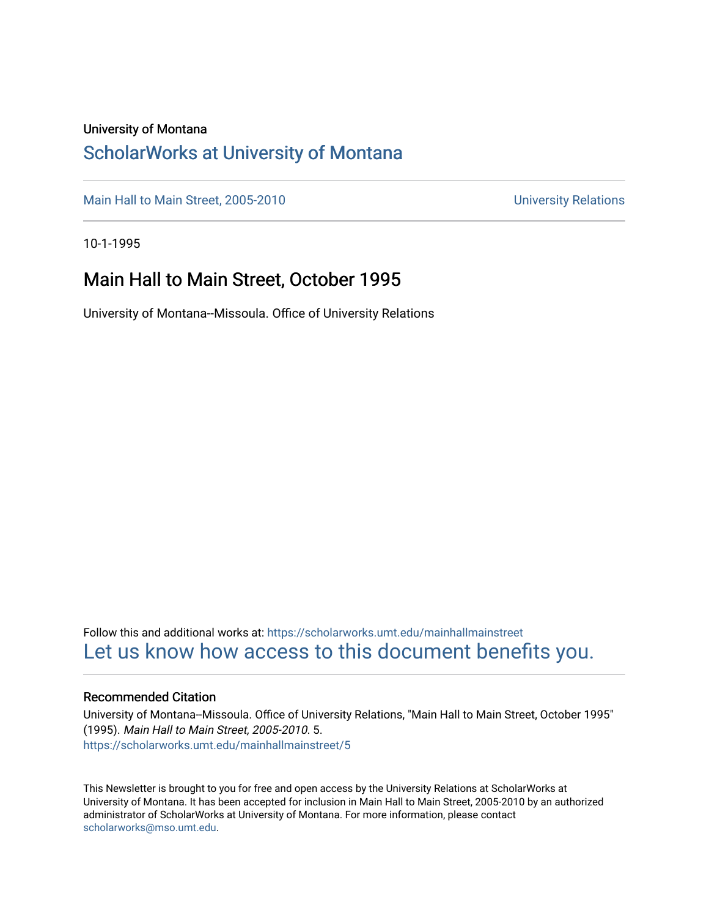University of Montana

# ScholarWorks at University of Montana

Main Hall to Main Street, 2005-2010 | University Relations

10-1-1995

## Main Hall to Main Street, October 1995

University of Montana--Missoula. Office of University Relations

Follow this and additional works at: https://scholarworks.umt.edu/mainhallmainstreet

Let us know how access to this document benefits you.

### Recommended Citation

University of Montana--Missoula. Office of University Relations, "Main Hall to Main Street, October 1995" (1995). *Main Hall to Main Street, 2005-2010*. 5.
https://scholarworks.umt.edu/mainhallmainstreet/5

This Newsletter is brought to you for free and open access by the University Relations at ScholarWorks at University of Montana. It has been accepted for inclusion in Main Hall to Main Street, 2005-2010 by an authorized administrator of ScholarWorks at University of Montana. For more information, please contact scholarworks@mso.umt.edu.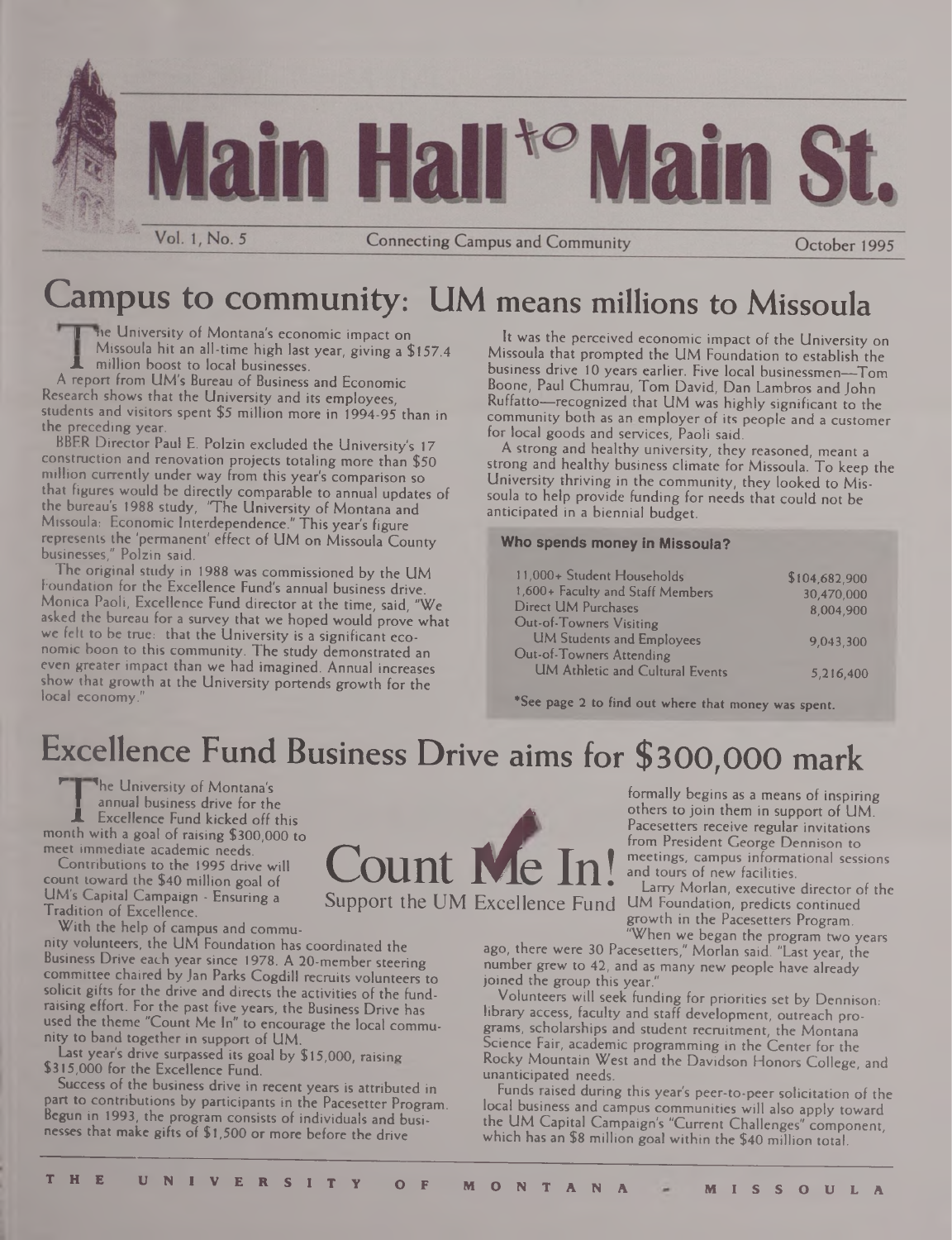# Main Hall to Main St.

Vol. 1, No. 5 — Connecting Campus and Community — October 1995

## Campus to community: UM means millions to Missoula

The University of Montana's economic impact on Missoula hit an all-time high last year, giving a $157.4 million boost to local businesses.

A report from UM's Bureau of Business and Economic Research shows that the University and its employees, students and visitors spent $5 million more in 1994-95 than in the preceding year.

BBER Director Paul E. Polzin excluded the University's 17 construction and renovation projects totaling more than $50 million currently under way from this year's comparison so that figures would be directly comparable to annual updates of the bureau's 1988 study, "The University of Montana and Missoula: Economic Interdependence." This year's figure represents the 'permanent' effect of UM on Missoula County businesses," Polzin said.

The original study in 1988 was commissioned by the UM Foundation for the Excellence Fund's annual business drive. Monica Paoli, Excellence Fund director at the time, said, "We asked the bureau for a survey that we hoped would prove what we felt to be true: that the University is a significant economic boon to this community. The study demonstrated an even greater impact than we had imagined. Annual increases show that growth at the University portends growth for the local economy."

It was the perceived economic impact of the University on Missoula that prompted the UM Foundation to establish the business drive 10 years earlier. Five local businessmen—Tom Boone, Paul Chumrau, Tom David, Dan Lambros and John Ruffatto—recognized that UM was highly significant to the community both as an employer of its people and a customer for local goods and services, Paoli said.

A strong and healthy university, they reasoned, meant a strong and healthy business climate for Missoula. To keep the University thriving in the community, they looked to Missoula to help provide funding for needs that could not be anticipated in a biennial budget.

**Who spends money in Missoula?**

| | |
|---|---|
| 11,000+ Student Households | $104,682,900 |
| 1,600+ Faculty and Staff Members | 30,470,000 |
| Direct UM Purchases | 8,004,900 |
| Out-of-Towners Visiting UM Students and Employees | 9,043,300 |
| Out-of-Towners Attending UM Athletic and Cultural Events | 5,216,400 |

*See page 2 to find out where that money was spent.

## Excellence Fund Business Drive aims for $300,000 mark

The University of Montana's annual business drive for the Excellence Fund kicked off this month with a goal of raising $300,000 to meet immediate academic needs.

Contributions to the 1995 drive will count toward the $40 million goal of UM's Capital Campaign - Ensuring a Tradition of Excellence.

With the help of campus and community volunteers, the UM Foundation has coordinated the Business Drive each year since 1978. A 20-member steering committee chaired by Jan Parks Cogdill recruits volunteers to solicit gifts for the drive and directs the activities of the fund-raising effort. For the past five years, the Business Drive has used the theme "Count Me In" to encourage the local community to band together in support of UM.

Last year's drive surpassed its goal by $15,000, raising $315,000 for the Excellence Fund.

Success of the business drive in recent years is attributed in part to contributions by participants in the Pacesetter Program. Begun in 1993, the program consists of individuals and businesses that make gifts of $1,500 or more before the drive formally begins as a means of inspiring others to join them in support of UM. Pacesetters receive regular invitations from President George Dennison to meetings, campus informational sessions and tours of new facilities.

**Count Me In!**
Support the UM Excellence Fund

Larry Morlan, executive director of the UM Foundation, predicts continued growth in the Pacesetters Program.

"When we began the program two years ago, there were 30 Pacesetters," Morlan said. "Last year, the number grew to 42, and as many new people have already joined the group this year."

Volunteers will seek funding for priorities set by Dennison: library access, faculty and staff development, outreach programs, scholarships and student recruitment, the Montana Science Fair, academic programming in the Center for the Rocky Mountain West and the Davidson Honors College, and unanticipated needs.

Funds raised during this year's peer-to-peer solicitation of the local business and campus communities will also apply toward the UM Capital Campaign's "Current Challenges" component, which has an $8 million goal within the $40 million total.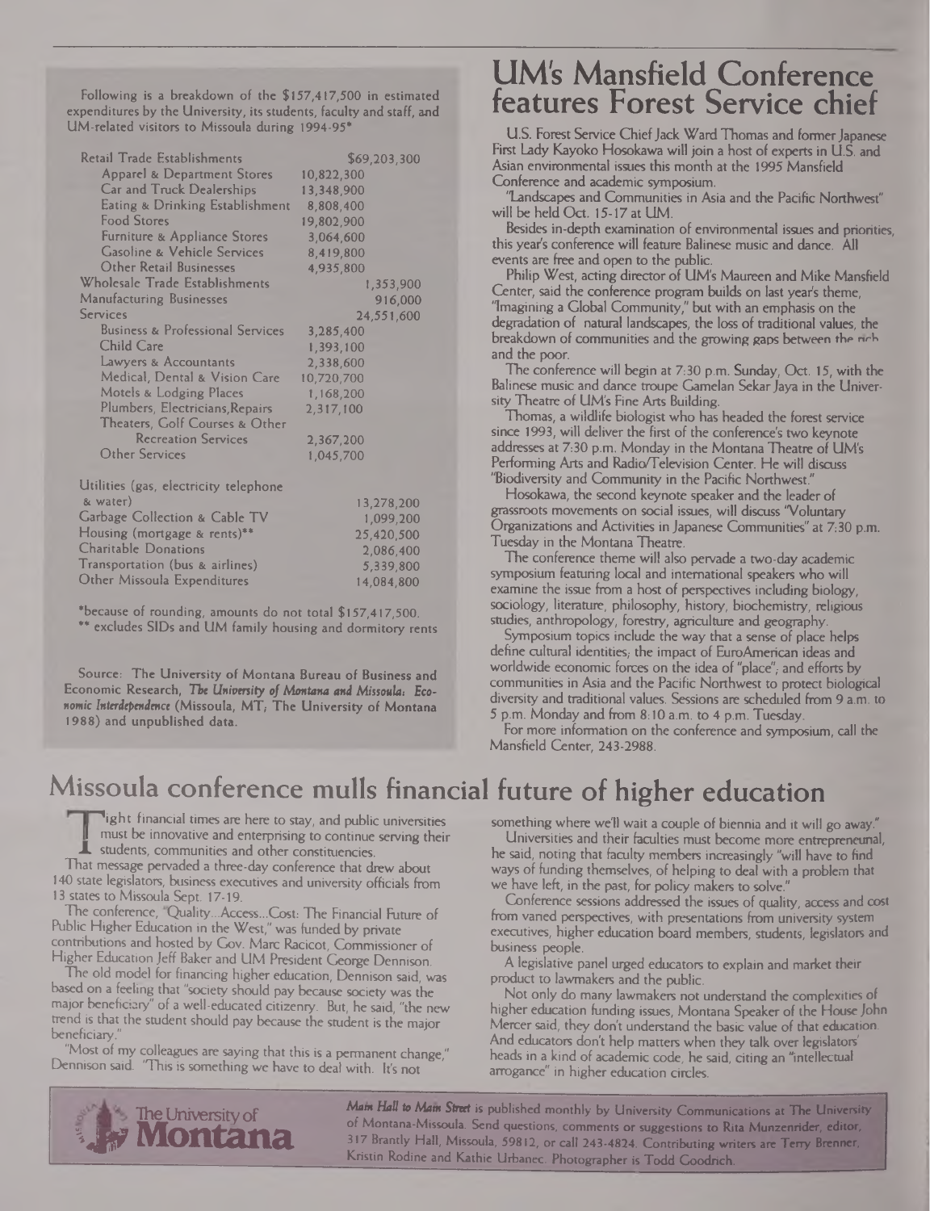Following is a breakdown of the $157,417,500 in estimated expenditures by the University, its students, faculty and staff, and UM-related visitors to Missoula during 1994-95*

| Category | Subcategory | Total |
|---|---|---|
| Retail Trade Establishments | | $69,203,300 |
| Apparel & Department Stores | 10,822,300 | |
| Car and Truck Dealerships | 13,348,900 | |
| Eating & Drinking Establishment | 8,808,400 | |
| Food Stores | 19,802,900 | |
| Furniture & Appliance Stores | 3,064,600 | |
| Gasoline & Vehicle Services | 8,419,800 | |
| Other Retail Businesses | 4,935,800 | |
| Wholesale Trade Establishments | | 1,353,900 |
| Manufacturing Businesses | | 916,000 |
| Services | | 24,551,600 |
| Business & Professional Services | 3,285,400 | |
| Child Care | 1,393,100 | |
| Lawyers & Accountants | 2,338,600 | |
| Medical, Dental & Vision Care | 10,720,700 | |
| Motels & Lodging Places | 1,168,200 | |
| Plumbers, Electricians, Repairs | 2,317,100 | |
| Theaters, Golf Courses & Other Recreation Services | 2,367,200 | |
| Other Services | 1,045,700 | |
| Utilities (gas, electricity telephone & water) | | 13,278,200 |
| Garbage Collection & Cable TV | | 1,099,200 |
| Housing (mortgage & rents)** | | 25,420,500 |
| Charitable Donations | | 2,086,400 |
| Transportation (bus & airlines) | | 5,339,800 |
| Other Missoula Expenditures | | 14,084,800 |

*because of rounding, amounts do not total $157,417,500.
** excludes SIDs and UM family housing and dormitory rents

Source: The University of Montana Bureau of Business and Economic Research, *The University of Montana and Missoula: Economic Interdependence* (Missoula, MT; The University of Montana 1988) and unpublished data.

# UM's Mansfield Conference features Forest Service chief

U.S. Forest Service Chief Jack Ward Thomas and former Japanese First Lady Kayoko Hosokawa will join a host of experts in U.S. and Asian environmental issues this month at the 1995 Mansfield Conference and academic symposium.

"Landscapes and Communities in Asia and the Pacific Northwest" will be held Oct. 15-17 at UM.

Besides in-depth examination of environmental issues and priorities, this year's conference will feature Balinese music and dance. All events are free and open to the public.

Philip West, acting director of UM's Maureen and Mike Mansfield Center, said the conference program builds on last year's theme, "Imagining a Global Community," but with an emphasis on the degradation of natural landscapes, the loss of traditional values, the breakdown of communities and the growing gaps between the rich and the poor.

The conference will begin at 7:30 p.m. Sunday, Oct. 15, with the Balinese music and dance troupe Gamelan Sekar Jaya in the University Theatre of UM's Fine Arts Building.

Thomas, a wildlife biologist who has headed the forest service since 1993, will deliver the first of the conference's two keynote addresses at 7:30 p.m. Monday in the Montana Theatre of UM's Performing Arts and Radio/Television Center. He will discuss "Biodiversity and Community in the Pacific Northwest."

Hosokawa, the second keynote speaker and the leader of grassroots movements on social issues, will discuss "Voluntary Organizations and Activities in Japanese Communities" at 7:30 p.m. Tuesday in the Montana Theatre.

The conference theme will also pervade a two-day academic symposium featuring local and international speakers who will examine the issue from a host of perspectives including biology, sociology, literature, philosophy, history, biochemistry, religious studies, anthropology, forestry, agriculture and geography.

Symposium topics include the way that a sense of place helps define cultural identities; the impact of EuroAmerican ideas and worldwide economic forces on the idea of "place"; and efforts by communities in Asia and the Pacific Northwest to protect biological diversity and traditional values. Sessions are scheduled from 9 a.m. to 5 p.m. Monday and from 8:10 a.m. to 4 p.m. Tuesday.

For more information on the conference and symposium, call the Mansfield Center, 243-2988.

# Missoula conference mulls financial future of higher education

Tight financial times are here to stay, and public universities must be innovative and enterprising to continue serving their students, communities and other constituencies.

That message pervaded a three-day conference that drew about 140 state legislators, business executives and university officials from 13 states to Missoula Sept. 17-19.

The conference, "Quality...Access...Cost: The Financial Future of Public Higher Education in the West," was funded by private contributions and hosted by Gov. Marc Racicot, Commissioner of Higher Education Jeff Baker and UM President George Dennison.

The old model for financing higher education, Dennison said, was based on a feeling that "society should pay because society was the major beneficiary" of a well-educated citizenry. But, he said, "the new trend is that the student should pay because the student is the major beneficiary."

"Most of my colleagues are saying that this is a permanent change," Dennison said. "This is something we have to deal with. It's not something where we'll wait a couple of biennia and it will go away."

Universities and their faculties must become more entrepreneurial, he said, noting that faculty members increasingly "will have to find ways of funding themselves, of helping to deal with a problem that we have left, in the past, for policy makers to solve."

Conference sessions addressed the issues of quality, access and cost from varied perspectives, with presentations from university system executives, higher education board members, students, legislators and business people.

A legislative panel urged educators to explain and market their product to lawmakers and the public.

Not only do many lawmakers not understand the complexities of higher education funding issues, Montana Speaker of the House John Mercer said, they don't understand the basic value of that education. And educators don't help matters when they talk over legislators' heads in a kind of academic code, he said, citing an "intellectual arrogance" in higher education circles.

The University of Montana

*Main Hall to Main Street* is published monthly by University Communications at The University of Montana-Missoula. Send questions, comments or suggestions to Rita Munzenrider, editor, 317 Brantly Hall, Missoula, 59812, or call 243-4824. Contributing writers are Terry Brenner, Kristin Rodine and Kathie Urbanec. Photographer is Todd Goodrich.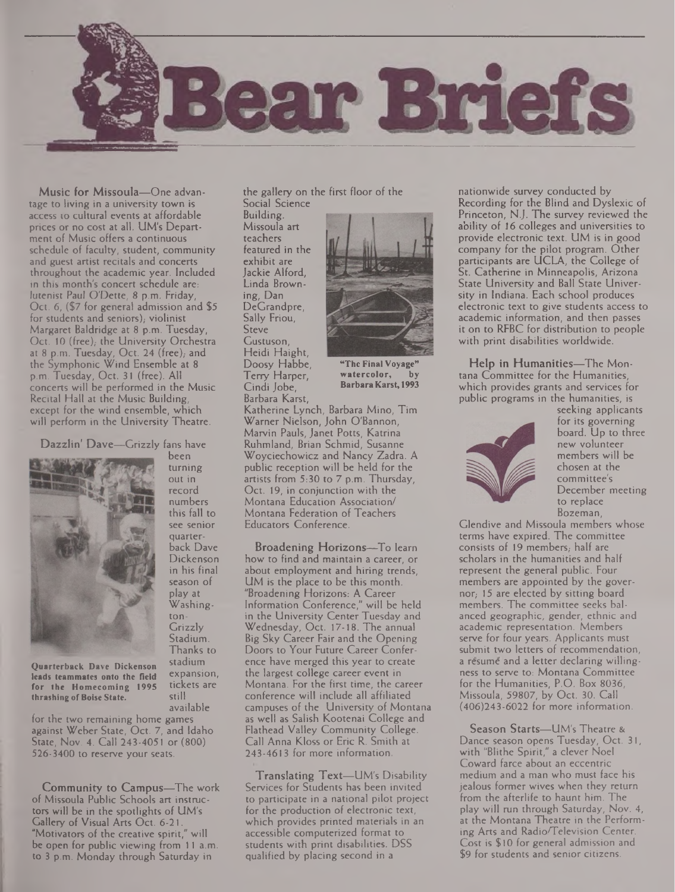# Bear Briefs

**Music for Missoula**—One advantage to living in a university town is access to cultural events at affordable prices or no cost at all. UM's Department of Music offers a continuous schedule of faculty, student, community and guest artist recitals and concerts throughout the academic year. Included in this month's concert schedule are: lutenist Paul O'Dette, 8 p.m. Friday, Oct. 6, ($7 for general admission and $5 for students and seniors); violinist Margaret Baldridge at 8 p.m. Tuesday, Oct. 10 (free); the University Orchestra at 8 p.m. Tuesday, Oct. 24 (free); and the Symphonic Wind Ensemble at 8 p.m. Tuesday, Oct. 31 (free). All concerts will be performed in the Music Recital Hall at the Music Building, except for the wind ensemble, which will perform in the University Theatre.

**Dazzlin' Dave**—Grizzly fans have been turning out in record numbers this fall to see senior quarterback Dave Dickenson in his final season of play at Washington-Grizzly Stadium. Thanks to stadium expansion, tickets are still available for the two remaining home games against Weber State, Oct. 7, and Idaho State, Nov. 4. Call 243-4051 or (800) 526-3400 to reserve your seats.

Quarterback Dave Dickenson leads teammates onto the field for the Homecoming 1995 thrashing of Boise State.

**Community to Campus**—The work of Missoula Public Schools art instructors will be in the spotlights of UM's Gallery of Visual Arts Oct. 6-21. "Motivators of the creative spirit," will be open for public viewing from 11 a.m. to 3 p.m. Monday through Saturday in the gallery on the first floor of the Social Science Building. Missoula art teachers featured in the exhibit are Jackie Alford, Linda Browning, Dan DeGrandpre, Sally Friou, Steve Gustuson, Heidi Haight, Doosy Habbe, Terry Harper, Cindi Jobe, Barbara Karst, Katherine Lynch, Barbara Mino, Tim Warner Nielson, John O'Bannon, Marvin Pauls, Janet Potts, Katrina Ruhmland, Brian Schmid, Susanne Woyciechowicz and Nancy Zadra. A public reception will be held for the artists from 5:30 to 7 p.m. Thursday, Oct. 19, in conjunction with the Montana Education Association/Montana Federation of Teachers Educators Conference.

"The Final Voyage" watercolor, by Barbara Karst, 1993

**Broadening Horizons**—To learn how to find and maintain a career, or about employment and hiring trends, UM is the place to be this month. "Broadening Horizons: A Career Information Conference," will be held in the University Center Tuesday and Wednesday, Oct. 17-18. The annual Big Sky Career Fair and the Opening Doors to Your Future Career Conference have merged this year to create the largest college career event in Montana. For the first time, the career conference will include all affiliated campuses of the University of Montana as well as Salish Kootenai College and Flathead Valley Community College. Call Anna Kloss or Eric R. Smith at 243-4613 for more information.

**Translating Text**—UM's Disability Services for Students has been invited to participate in a national pilot project for the production of electronic text, which provides printed materials in an accessible computerized format to students with print disabilities. DSS qualified by placing second in a nationwide survey conducted by Recording for the Blind and Dyslexic of Princeton, N.J. The survey reviewed the ability of 16 colleges and universities to provide electronic text. UM is in good company for the pilot program. Other participants are UCLA, the College of St. Catherine in Minneapolis, Arizona State University and Ball State University in Indiana. Each school produces electronic text to give students access to academic information, and then passes it on to RFBC for distribution to people with print disabilities worldwide.

**Help in Humanities**—The Montana Committee for the Humanities, which provides grants and services for public programs in the humanities, is seeking applicants for its governing board. Up to three new volunteer members will be chosen at the committee's December meeting to replace Bozeman, Glendive and Missoula members whose terms have expired. The committee consists of 19 members; half are scholars in the humanities and half represent the general public. Four members are appointed by the governor; 15 are elected by sitting board members. The committee seeks balanced geographic, gender, ethnic and academic representation. Members serve for four years. Applicants must submit two letters of recommendation, a résumé and a letter declaring willingness to serve to: Montana Committee for the Humanities, P.O. Box 8036, Missoula, 59807, by Oct. 30. Call (406)243-6022 for more information.

**Season Starts**—UM's Theatre & Dance season opens Tuesday, Oct. 31, with "Blithe Spirit," a clever Noel Coward farce about an eccentric medium and a man who must face his jealous former wives when they return from the afterlife to haunt him. The play will run through Saturday, Nov. 4, at the Montana Theatre in the Performing Arts and Radio/Television Center. Cost is $10 for general admission and $9 for students and senior citizens.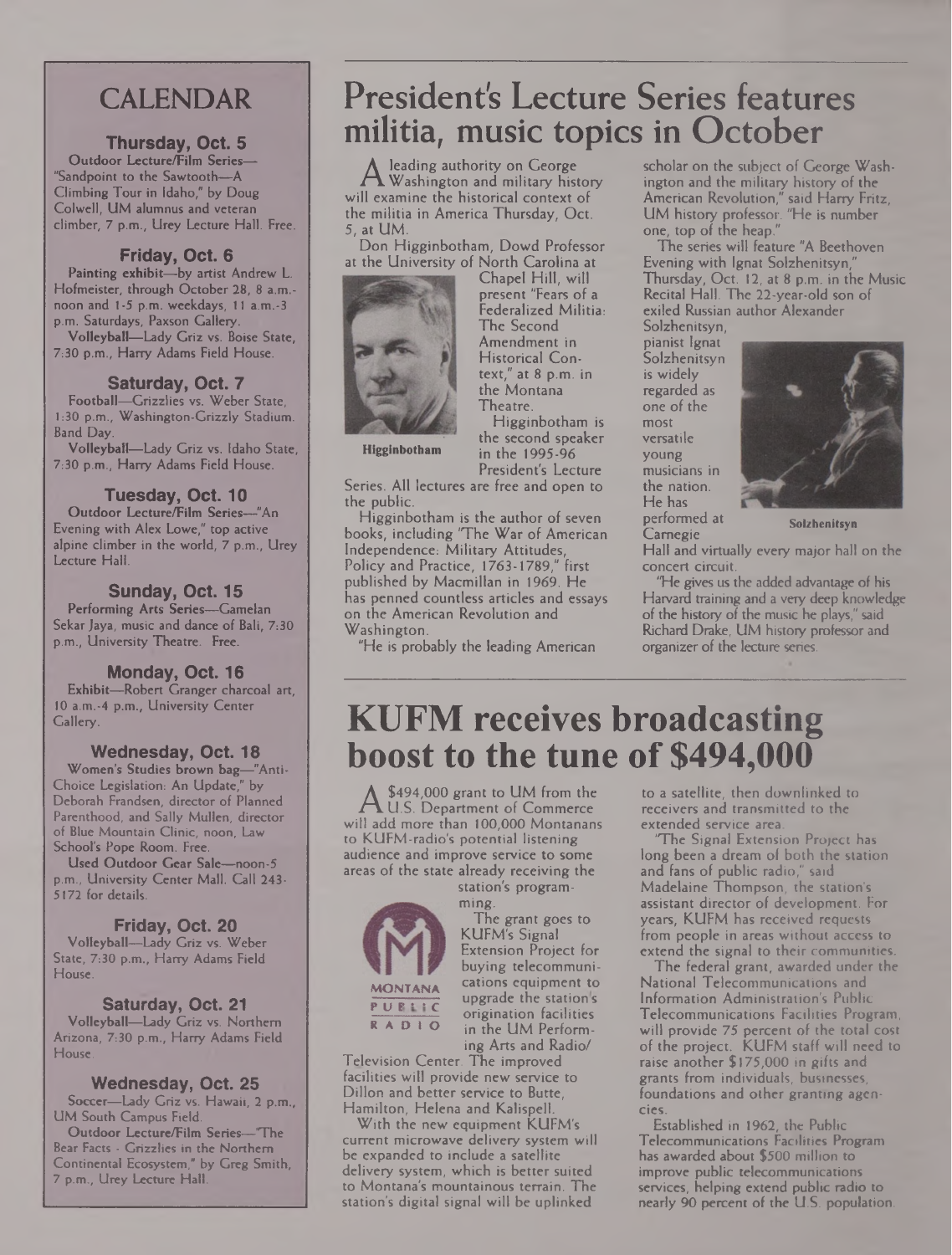## CALENDAR

### Thursday, Oct. 5

**Outdoor Lecture/Film Series**—"Sandpoint to the Sawtooth—A Climbing Tour in Idaho," by Doug Colwell, UM alumnus and veteran climber, 7 p.m., Urey Lecture Hall. Free.

### Friday, Oct. 6

**Painting exhibit**—by artist Andrew L. Hofmeister, through October 28, 8 a.m.-noon and 1-5 p.m. weekdays, 11 a.m.-3 p.m. Saturdays, Paxson Gallery.

**Volleyball**—Lady Griz vs. Boise State, 7:30 p.m., Harry Adams Field House.

### Saturday, Oct. 7

**Football**—Grizzlies vs. Weber State, 1:30 p.m., Washington-Grizzly Stadium. Band Day.

**Volleyball**—Lady Griz vs. Idaho State, 7:30 p.m., Harry Adams Field House.

### Tuesday, Oct. 10

**Outdoor Lecture/Film Series**—"An Evening with Alex Lowe," top active alpine climber in the world, 7 p.m., Urey Lecture Hall.

### Sunday, Oct. 15

**Performing Arts Series**—Gamelan Sekar Jaya, music and dance of Bali, 7:30 p.m., University Theatre. Free.

### Monday, Oct. 16

**Exhibit**—Robert Granger charcoal art, 10 a.m.-4 p.m., University Center Gallery.

### Wednesday, Oct. 18

**Women's Studies brown bag**—"Anti-Choice Legislation: An Update," by Deborah Frandsen, director of Planned Parenthood, and Sally Mullen, director of Blue Mountain Clinic, noon, Law School's Pope Room. Free.

**Used Outdoor Gear Sale**—noon-5 p.m., University Center Mall. Call 243-5172 for details.

### Friday, Oct. 20

**Volleyball**—Lady Griz vs. Weber State, 7:30 p.m., Harry Adams Field House.

### Saturday, Oct. 21

**Volleyball**—Lady Griz vs. Northern Arizona, 7:30 p.m., Harry Adams Field House.

### Wednesday, Oct. 25

**Soccer**—Lady Griz vs. Hawaii, 2 p.m., UM South Campus Field.

**Outdoor Lecture/Film Series**—"The Bear Facts - Grizzlies in the Northern Continental Ecosystem," by Greg Smith, 7 p.m., Urey Lecture Hall.

# President's Lecture Series features militia, music topics in October

A leading authority on George Washington and military history will examine the historical context of the militia in America Thursday, Oct. 5, at UM.

Don Higginbotham, Dowd Professor at the University of North Carolina at Chapel Hill, will present "Fears of a Federalized Militia: The Second Amendment in Historical Context," at 8 p.m. in the Montana Theatre.

**Higginbotham**

Higginbotham is the second speaker in the 1995-96 President's Lecture Series. All lectures are free and open to the public.

Higginbotham is the author of seven books, including "The War of American Independence: Military Attitudes, Policy and Practice, 1763-1789," first published by Macmillan in 1969. He has penned countless articles and essays on the American Revolution and Washington.

"He is probably the leading American scholar on the subject of George Washington and the military history of the American Revolution," said Harry Fritz, UM history professor. "He is number one, top of the heap."

The series will feature "A Beethoven Evening with Ignat Solzhenitsyn," Thursday, Oct. 12, at 8 p.m. in the Music Recital Hall. The 22-year-old son of exiled Russian author Alexander Solzhenitsyn, pianist Ignat Solzhenitsyn is widely regarded as one of the most versatile young musicians in the nation. He has performed at Carnegie Hall and virtually every major hall on the concert circuit.

**Solzhenitsyn**

"He gives us the added advantage of his Harvard training and a very deep knowledge of the history of the music he plays," said Richard Drake, UM history professor and organizer of the lecture series.

# KUFM receives broadcasting boost to the tune of $494,000

A $494,000 grant to UM from the U.S. Department of Commerce will add more than 100,000 Montanans to KUFM-radio's potential listening audience and improve service to some areas of the state already receiving the station's programming.

MONTANA PUBLIC RADIO

The grant goes to KUFM's Signal Extension Project for buying telecommunications equipment to upgrade the station's origination facilities in the UM Performing Arts and Radio/Television Center. The improved facilities will provide new service to Dillon and better service to Butte, Hamilton, Helena and Kalispell.

With the new equipment KUFM's current microwave delivery system will be expanded to include a satellite delivery system, which is better suited to Montana's mountainous terrain. The station's digital signal will be uplinked to a satellite, then downlinked to receivers and transmitted to the extended service area.

"The Signal Extension Project has long been a dream of both the station and fans of public radio," said Madelaine Thompson, the station's assistant director of development. For years, KUFM has received requests from people in areas without access to extend the signal to their communities.

The federal grant, awarded under the National Telecommunications and Information Administration's Public Telecommunications Facilities Program, will provide 75 percent of the total cost of the project. KUFM staff will need to raise another $175,000 in gifts and grants from individuals, businesses, foundations and other granting agencies.

Established in 1962, the Public Telecommunications Facilities Program has awarded about $500 million to improve public telecommunications services, helping extend public radio to nearly 90 percent of the U.S. population.